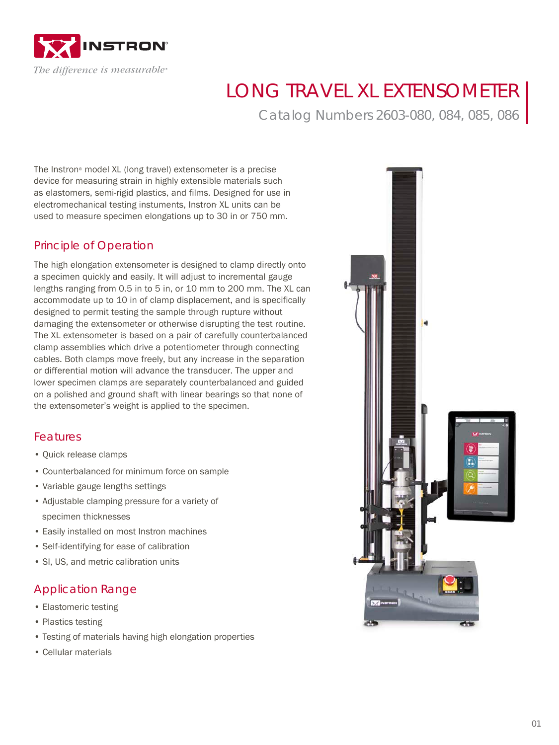# LONG TRAVEL XL EXTENSOMETER

Catalog Numbers 2603-080, 084, 085, 086

The Instron® model XL (long travel) extensometer is a precise device for measuring strain in highly extensible materials such as elastomers, semi-rigid plastics, and films. Designed for use in electromechanical testing instuments, Instron XL units can be used to measure specimen elongations up to 30 in or 750 mm.

## Principle of Operation

The high elongation extensometer is designed to clamp directly onto a specimen quickly and easily. It will adjust to incremental gauge lengths ranging from 0.5 in to 5 in, or 10 mm to 200 mm. The XL can accommodate up to 10 in of clamp displacement, and is specifically designed to permit testing the sample through rupture without damaging the extensometer or otherwise disrupting the test routine. The XL extensometer is based on a pair of carefully counterbalanced clamp assemblies which drive a potentiometer through connecting cables. Both clamps move freely, but any increase in the separation or differential motion will advance the transducer. The upper and lower specimen clamps are separately counterbalanced and guided on a polished and ground shaft with linear bearings so that none of the extensometer's weight is applied to the specimen.

## Features

- Quick release clamps
- Counterbalanced for minimum force on sample
- Variable gauge lengths settings
- Adjustable clamping pressure for a variety of specimen thicknesses
- Easily installed on most Instron machines
- Self-identifying for ease of calibration
- SI, US, and metric calibration units

## Application Range

- Elastomeric testing
- Plastics testing
- Testing of materials having high elongation properties
- Cellular materials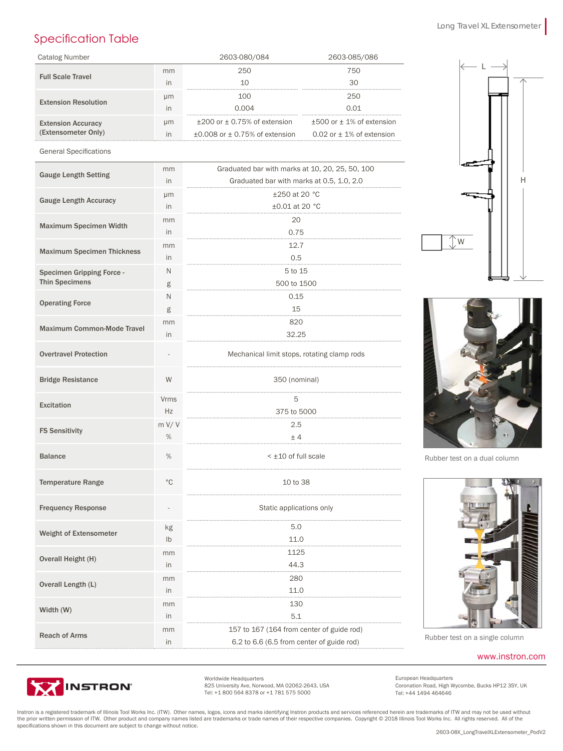## Specification Table

| Catalog Number | | 2603-080/084 | 2603-085/086 |
|---|---|---|---|
| **Full Scale Travel** | mm | 250 | 750 |
| | in | 10 | 30 |
| **Extension Resolution** | µm | 100 | 250 |
| | in | 0.004 | 0.01 |
| **Extension Accuracy (Extensometer Only)** | µm | ±200 or ± 0.75% of extension | ±500 or ± 1% of extension |
| | in | ±0.008 or ± 0.75% of extension | 0.02 or ± 1% of extension |

General Specifications

| | | |
|---|---|---|
| **Gauge Length Setting** | mm | Graduated bar with marks at 10, 20, 25, 50, 100 |
| | in | Graduated bar with marks at 0.5, 1.0, 2.0 |
| **Gauge Length Accuracy** | µm | ±250 at 20 °C |
| | in | ±0.01 at 20 °C |
| **Maximum Specimen Width** | mm | 20 |
| | in | 0.75 |
| **Maximum Specimen Thickness** | mm | 12.7 |
| | in | 0.5 |
| **Specimen Gripping Force - Thin Specimens** | N | 5 to 15 |
| | g | 500 to 1500 |
| **Operating Force** | N | 0.15 |
| | g | 15 |
| **Maximum Common-Mode Travel** | mm | 820 |
| | in | 32.25 |
| **Overtravel Protection** | - | Mechanical limit stops, rotating clamp rods |
| **Bridge Resistance** | W | 350 (nominal) |
| **Excitation** | Vrms | 5 |
| | Hz | 375 to 5000 |
| **FS Sensitivity** | m V/ V | 2.5 |
| | % | ± 4 |
| **Balance** | % | < ±10 of full scale |
| **Temperature Range** | °C | 10 to 38 |
| **Frequency Response** | - | Static applications only |
| **Weight of Extensometer** | kg | 5.0 |
| | lb | 11.0 |
| **Overall Height (H)** | mm | 1125 |
| | in | 44.3 |
| **Overall Length (L)** | mm | 280 |
| | in | 11.0 |
| **Width (W)** | mm | 130 |
| | in | 5.1 |
| **Reach of Arms** | mm | 157 to 167 (164 from center of guide rod) |
| | in | 6.2 to 6.6 (6.5 from center of guide rod) |

L

H

W

Rubber test on a dual column

Rubber test on a single column

www.instron.com

INSTRON®

Worldwide Headquarters
825 University Ave, Norwood, MA 02062-2643, USA
Tel: +1 800 564 8378 or +1 781 575 5000

European Headquarters
Coronation Road, High Wycombe, Bucks HP12 3SY, UK
Tel: +44 1494 464646

Instron is a registered trademark of Illinois Tool Works Inc. (ITW). Other names, logos, icons and marks identifying Instron products and services referenced herein are trademarks of ITW and may not be used without the prior written permission of ITW. Other product and company names listed are trademarks or trade names of their respective companies. Copyright © 2018 Illinois Tool Works Inc. All rights reserved. All of the specifications shown in this document are subject to change without notice.

2603-08X_LongTravelXLExtensometer_PodV2